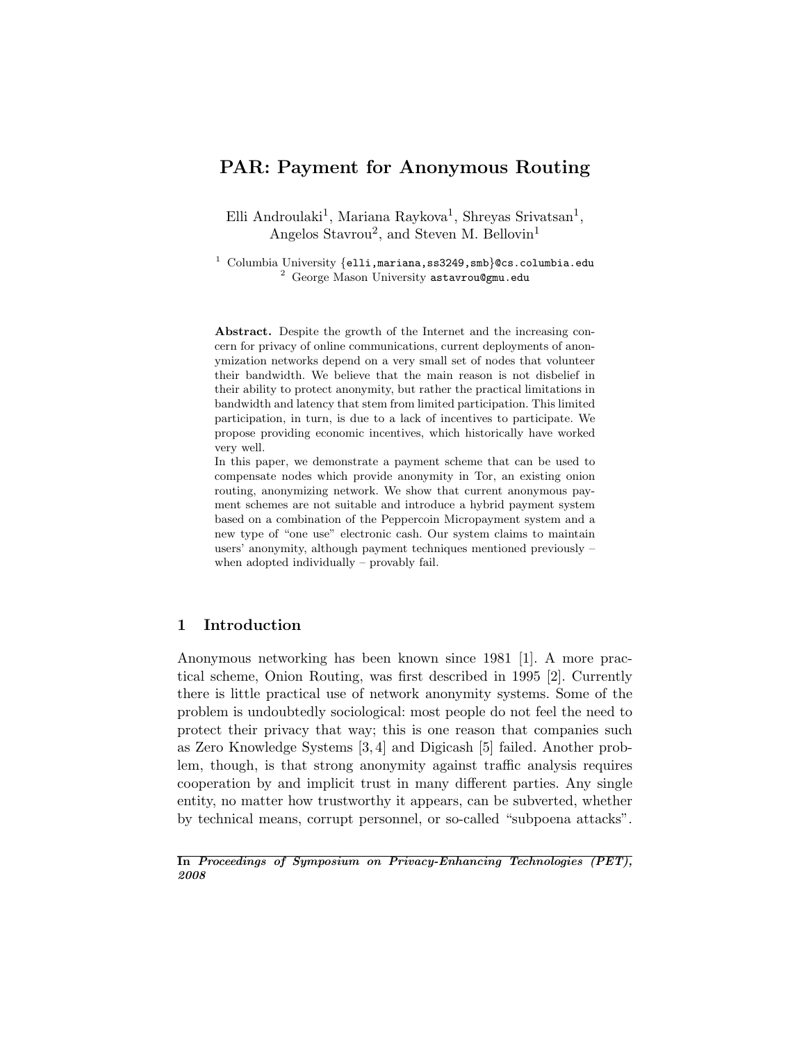# PAR: Payment for Anonymous Routing

Elli Androulaki[1], Mariana Raykova[1], Shreyas Srivatsan[1], Angelos Stavrou[2], and Steven M. Bellovin[1]

[1] Columbia University {elli,mariana,ss3249,smb}@cs.columbia.edu
[2] George Mason University astavrou@gmu.edu

**Abstract.** Despite the growth of the Internet and the increasing concern for privacy of online communications, current deployments of anonymization networks depend on a very small set of nodes that volunteer their bandwidth. We believe that the main reason is not disbelief in their ability to protect anonymity, but rather the practical limitations in bandwidth and latency that stem from limited participation. This limited participation, in turn, is due to a lack of incentives to participate. We propose providing economic incentives, which historically have worked very well.

In this paper, we demonstrate a payment scheme that can be used to compensate nodes which provide anonymity in Tor, an existing onion routing, anonymizing network. We show that current anonymous payment schemes are not suitable and introduce a hybrid payment system based on a combination of the Peppercoin Micropayment system and a new type of "one use" electronic cash. Our system claims to maintain users' anonymity, although payment techniques mentioned previously – when adopted individually – provably fail.

## 1 Introduction

Anonymous networking has been known since 1981 [1]. A more practical scheme, Onion Routing, was first described in 1995 [2]. Currently there is little practical use of network anonymity systems. Some of the problem is undoubtedly sociological: most people do not feel the need to protect their privacy that way; this is one reason that companies such as Zero Knowledge Systems [3, 4] and Digicash [5] failed. Another problem, though, is that strong anonymity against traffic analysis requires cooperation by and implicit trust in many different parties. Any single entity, no matter how trustworthy it appears, can be subverted, whether by technical means, corrupt personnel, or so-called "subpoena attacks".

**In *Proceedings of Symposium on Privacy-Enhancing Technologies (PET), 2008***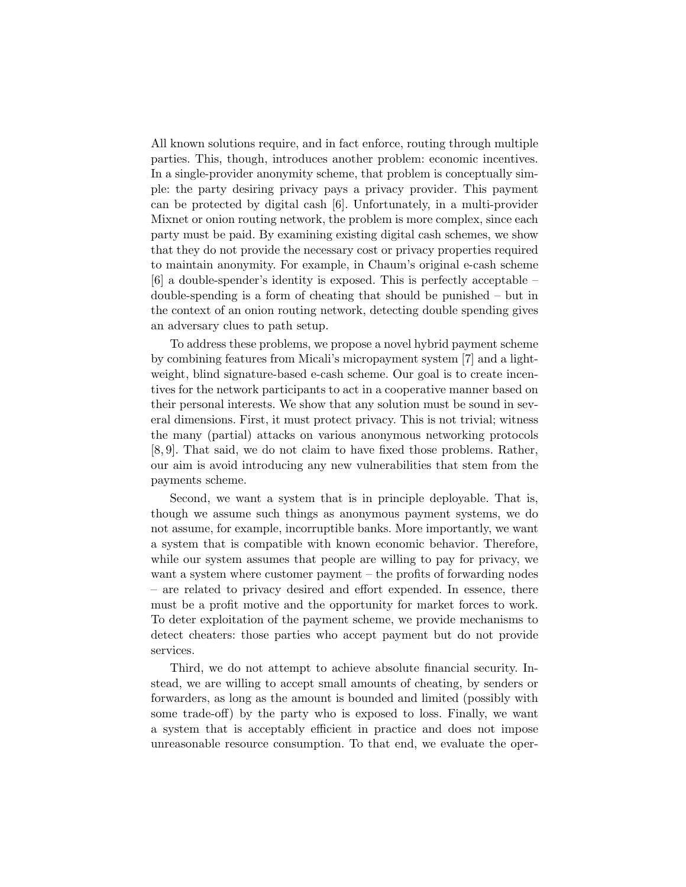All known solutions require, and in fact enforce, routing through multiple parties. This, though, introduces another problem: economic incentives. In a single-provider anonymity scheme, that problem is conceptually simple: the party desiring privacy pays a privacy provider. This payment can be protected by digital cash [6]. Unfortunately, in a multi-provider Mixnet or onion routing network, the problem is more complex, since each party must be paid. By examining existing digital cash schemes, we show that they do not provide the necessary cost or privacy properties required to maintain anonymity. For example, in Chaum's original e-cash scheme [6] a double-spender's identity is exposed. This is perfectly acceptable – double-spending is a form of cheating that should be punished – but in the context of an onion routing network, detecting double spending gives an adversary clues to path setup.

To address these problems, we propose a novel hybrid payment scheme by combining features from Micali's micropayment system [7] and a lightweight, blind signature-based e-cash scheme. Our goal is to create incentives for the network participants to act in a cooperative manner based on their personal interests. We show that any solution must be sound in several dimensions. First, it must protect privacy. This is not trivial; witness the many (partial) attacks on various anonymous networking protocols [8, 9]. That said, we do not claim to have fixed those problems. Rather, our aim is avoid introducing any new vulnerabilities that stem from the payments scheme.

Second, we want a system that is in principle deployable. That is, though we assume such things as anonymous payment systems, we do not assume, for example, incorruptible banks. More importantly, we want a system that is compatible with known economic behavior. Therefore, while our system assumes that people are willing to pay for privacy, we want a system where customer payment – the profits of forwarding nodes – are related to privacy desired and effort expended. In essence, there must be a profit motive and the opportunity for market forces to work. To deter exploitation of the payment scheme, we provide mechanisms to detect cheaters: those parties who accept payment but do not provide services.

Third, we do not attempt to achieve absolute financial security. Instead, we are willing to accept small amounts of cheating, by senders or forwarders, as long as the amount is bounded and limited (possibly with some trade-off) by the party who is exposed to loss. Finally, we want a system that is acceptably efficient in practice and does not impose unreasonable resource consumption. To that end, we evaluate the oper-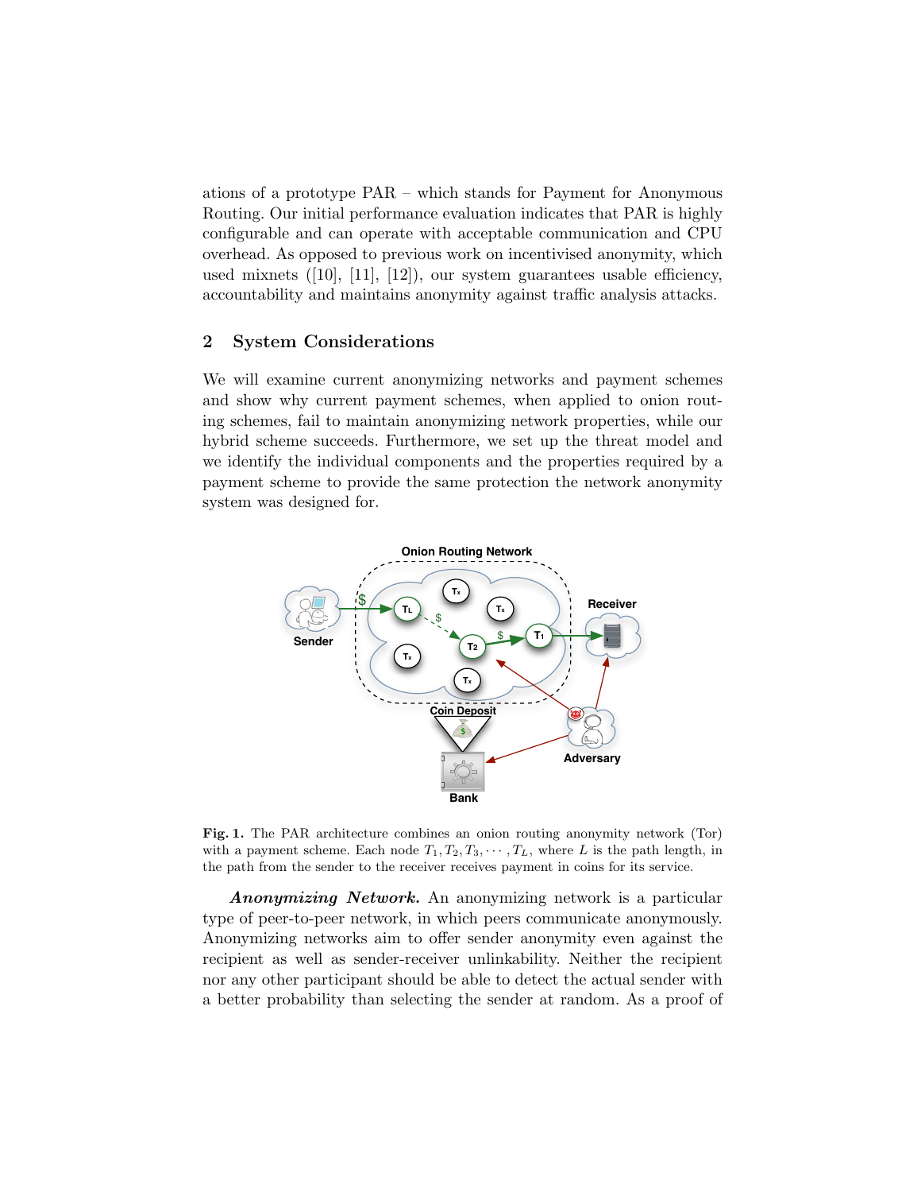ations of a prototype PAR – which stands for Payment for Anonymous Routing. Our initial performance evaluation indicates that PAR is highly configurable and can operate with acceptable communication and CPU overhead. As opposed to previous work on incentivised anonymity, which used mixnets ([10], [11], [12]), our system guarantees usable efficiency, accountability and maintains anonymity against traffic analysis attacks.

## 2 System Considerations

We will examine current anonymizing networks and payment schemes and show why current payment schemes, when applied to onion routing schemes, fail to maintain anonymizing network properties, while our hybrid scheme succeeds. Furthermore, we set up the threat model and we identify the individual components and the properties required by a payment scheme to provide the same protection the network anonymity system was designed for.

**Fig. 1.** The PAR architecture combines an onion routing anonymity network (Tor) with a payment scheme. Each node $T_1, T_2, T_3, \cdots, T_L$, where $L$ is the path length, in the path from the sender to the receiver receives payment in coins for its service.

***Anonymizing Network.*** An anonymizing network is a particular type of peer-to-peer network, in which peers communicate anonymously. Anonymizing networks aim to offer sender anonymity even against the recipient as well as sender-receiver unlinkability. Neither the recipient nor any other participant should be able to detect the actual sender with a better probability than selecting the sender at random. As a proof of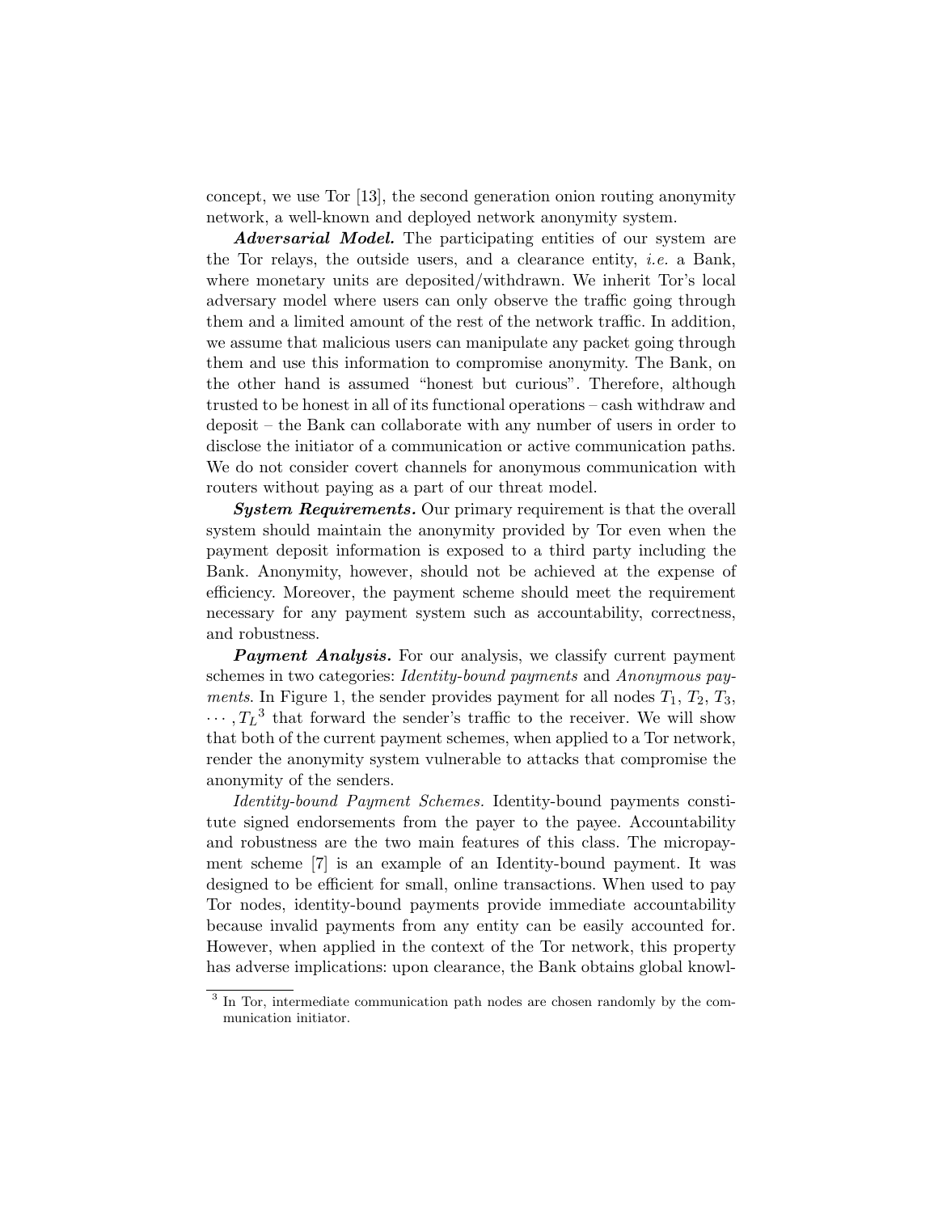concept, we use Tor [13], the second generation onion routing anonymity network, a well-known and deployed network anonymity system.

***Adversarial Model.*** The participating entities of our system are the Tor relays, the outside users, and a clearance entity, *i.e.* a Bank, where monetary units are deposited/withdrawn. We inherit Tor's local adversary model where users can only observe the traffic going through them and a limited amount of the rest of the network traffic. In addition, we assume that malicious users can manipulate any packet going through them and use this information to compromise anonymity. The Bank, on the other hand is assumed "honest but curious". Therefore, although trusted to be honest in all of its functional operations – cash withdraw and deposit – the Bank can collaborate with any number of users in order to disclose the initiator of a communication or active communication paths. We do not consider covert channels for anonymous communication with routers without paying as a part of our threat model.

***System Requirements.*** Our primary requirement is that the overall system should maintain the anonymity provided by Tor even when the payment deposit information is exposed to a third party including the Bank. Anonymity, however, should not be achieved at the expense of efficiency. Moreover, the payment scheme should meet the requirement necessary for any payment system such as accountability, correctness, and robustness.

***Payment Analysis.*** For our analysis, we classify current payment schemes in two categories: *Identity-bound payments* and *Anonymous payments*. In Figure 1, the sender provides payment for all nodes $T_1$, $T_2$, $T_3$, $\cdots, T_L$[3] that forward the sender's traffic to the receiver. We will show that both of the current payment schemes, when applied to a Tor network, render the anonymity system vulnerable to attacks that compromise the anonymity of the senders.

*Identity-bound Payment Schemes.* Identity-bound payments constitute signed endorsements from the payer to the payee. Accountability and robustness are the two main features of this class. The micropayment scheme [7] is an example of an Identity-bound payment. It was designed to be efficient for small, online transactions. When used to pay Tor nodes, identity-bound payments provide immediate accountability because invalid payments from any entity can be easily accounted for. However, when applied in the context of the Tor network, this property has adverse implications: upon clearance, the Bank obtains global knowl-

[3] In Tor, intermediate communication path nodes are chosen randomly by the communication initiator.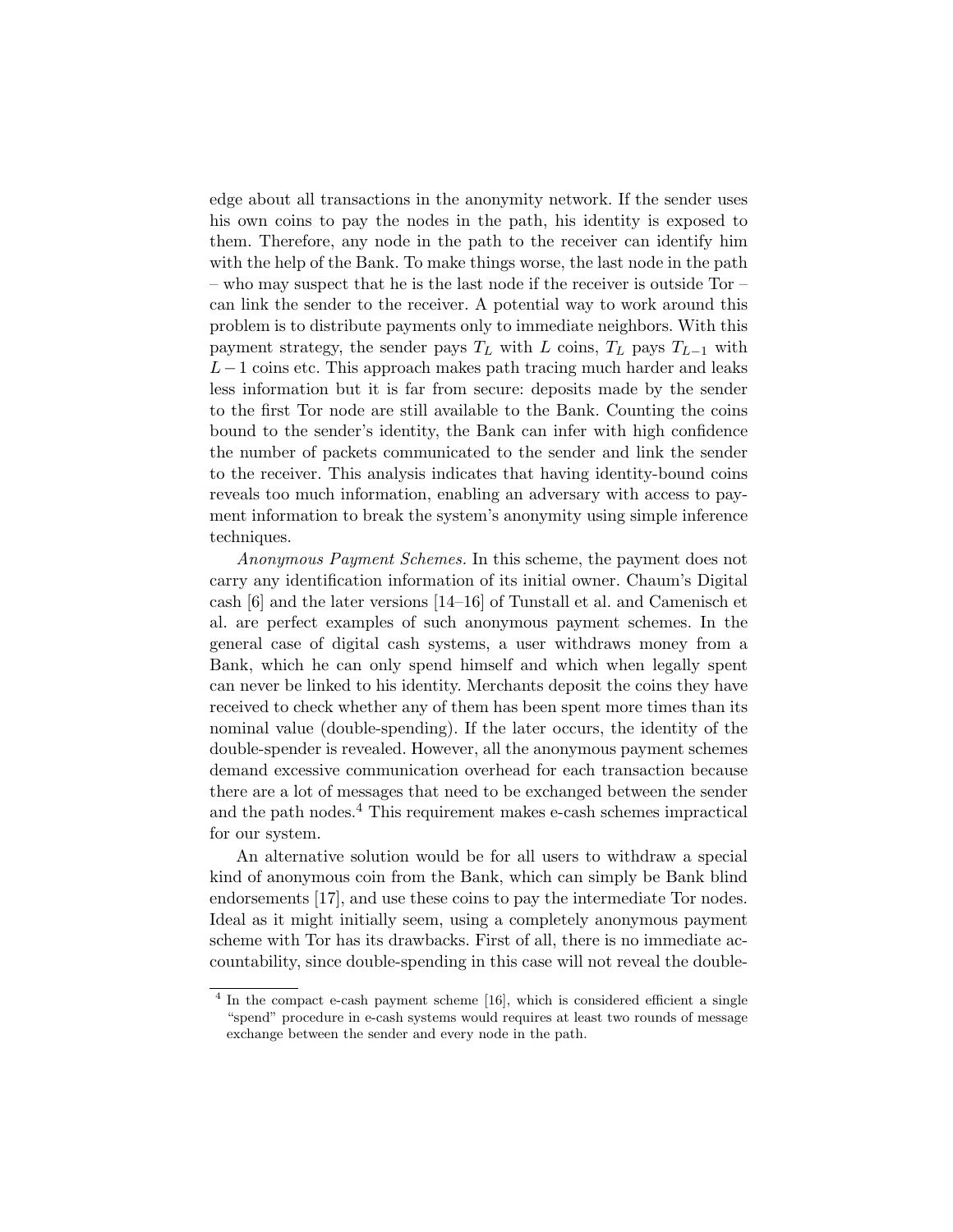edge about all transactions in the anonymity network. If the sender uses his own coins to pay the nodes in the path, his identity is exposed to them. Therefore, any node in the path to the receiver can identify him with the help of the Bank. To make things worse, the last node in the path – who may suspect that he is the last node if the receiver is outside Tor – can link the sender to the receiver. A potential way to work around this problem is to distribute payments only to immediate neighbors. With this payment strategy, the sender pays $T_L$ with $L$ coins, $T_L$ pays $T_{L-1}$ with $L-1$ coins etc. This approach makes path tracing much harder and leaks less information but it is far from secure: deposits made by the sender to the first Tor node are still available to the Bank. Counting the coins bound to the sender's identity, the Bank can infer with high confidence the number of packets communicated to the sender and link the sender to the receiver. This analysis indicates that having identity-bound coins reveals too much information, enabling an adversary with access to payment information to break the system's anonymity using simple inference techniques.

*Anonymous Payment Schemes.* In this scheme, the payment does not carry any identification information of its initial owner. Chaum's Digital cash [6] and the later versions [14–16] of Tunstall et al. and Camenisch et al. are perfect examples of such anonymous payment schemes. In the general case of digital cash systems, a user withdraws money from a Bank, which he can only spend himself and which when legally spent can never be linked to his identity. Merchants deposit the coins they have received to check whether any of them has been spent more times than its nominal value (double-spending). If the later occurs, the identity of the double-spender is revealed. However, all the anonymous payment schemes demand excessive communication overhead for each transaction because there are a lot of messages that need to be exchanged between the sender and the path nodes.[4] This requirement makes e-cash schemes impractical for our system.

An alternative solution would be for all users to withdraw a special kind of anonymous coin from the Bank, which can simply be Bank blind endorsements [17], and use these coins to pay the intermediate Tor nodes. Ideal as it might initially seem, using a completely anonymous payment scheme with Tor has its drawbacks. First of all, there is no immediate accountability, since double-spending in this case will not reveal the double-

[4] In the compact e-cash payment scheme [16], which is considered efficient a single "spend" procedure in e-cash systems would requires at least two rounds of message exchange between the sender and every node in the path.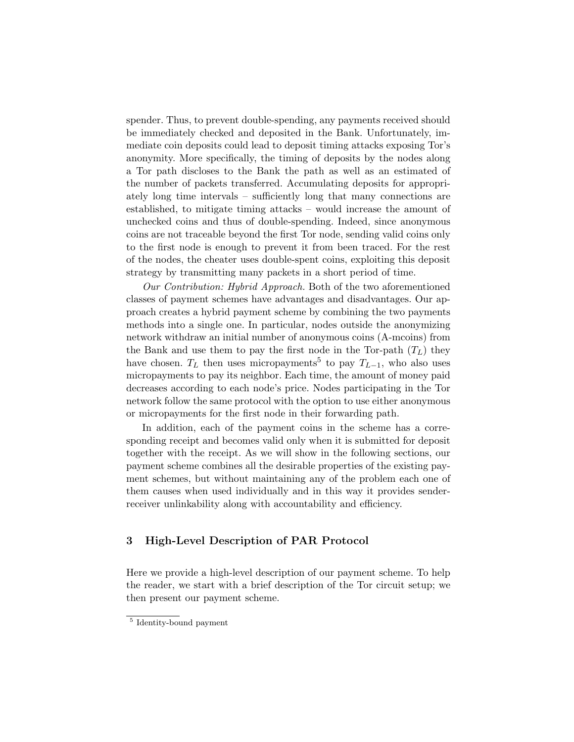spender. Thus, to prevent double-spending, any payments received should be immediately checked and deposited in the Bank. Unfortunately, immediate coin deposits could lead to deposit timing attacks exposing Tor's anonymity. More specifically, the timing of deposits by the nodes along a Tor path discloses to the Bank the path as well as an estimated of the number of packets transferred. Accumulating deposits for appropriately long time intervals – sufficiently long that many connections are established, to mitigate timing attacks – would increase the amount of unchecked coins and thus of double-spending. Indeed, since anonymous coins are not traceable beyond the first Tor node, sending valid coins only to the first node is enough to prevent it from been traced. For the rest of the nodes, the cheater uses double-spent coins, exploiting this deposit strategy by transmitting many packets in a short period of time.

*Our Contribution: Hybrid Approach.* Both of the two aforementioned classes of payment schemes have advantages and disadvantages. Our approach creates a hybrid payment scheme by combining the two payments methods into a single one. In particular, nodes outside the anonymizing network withdraw an initial number of anonymous coins (A-mcoins) from the Bank and use them to pay the first node in the Tor-path ($T_L$) they have chosen. $T_L$ then uses micropayments[5] to pay $T_{L-1}$, who also uses micropayments to pay its neighbor. Each time, the amount of money paid decreases according to each node's price. Nodes participating in the Tor network follow the same protocol with the option to use either anonymous or micropayments for the first node in their forwarding path.

In addition, each of the payment coins in the scheme has a corresponding receipt and becomes valid only when it is submitted for deposit together with the receipt. As we will show in the following sections, our payment scheme combines all the desirable properties of the existing payment schemes, but without maintaining any of the problem each one of them causes when used individually and in this way it provides sender-receiver unlinkability along with accountability and efficiency.

## 3 High-Level Description of PAR Protocol

Here we provide a high-level description of our payment scheme. To help the reader, we start with a brief description of the Tor circuit setup; we then present our payment scheme.

[5] Identity-bound payment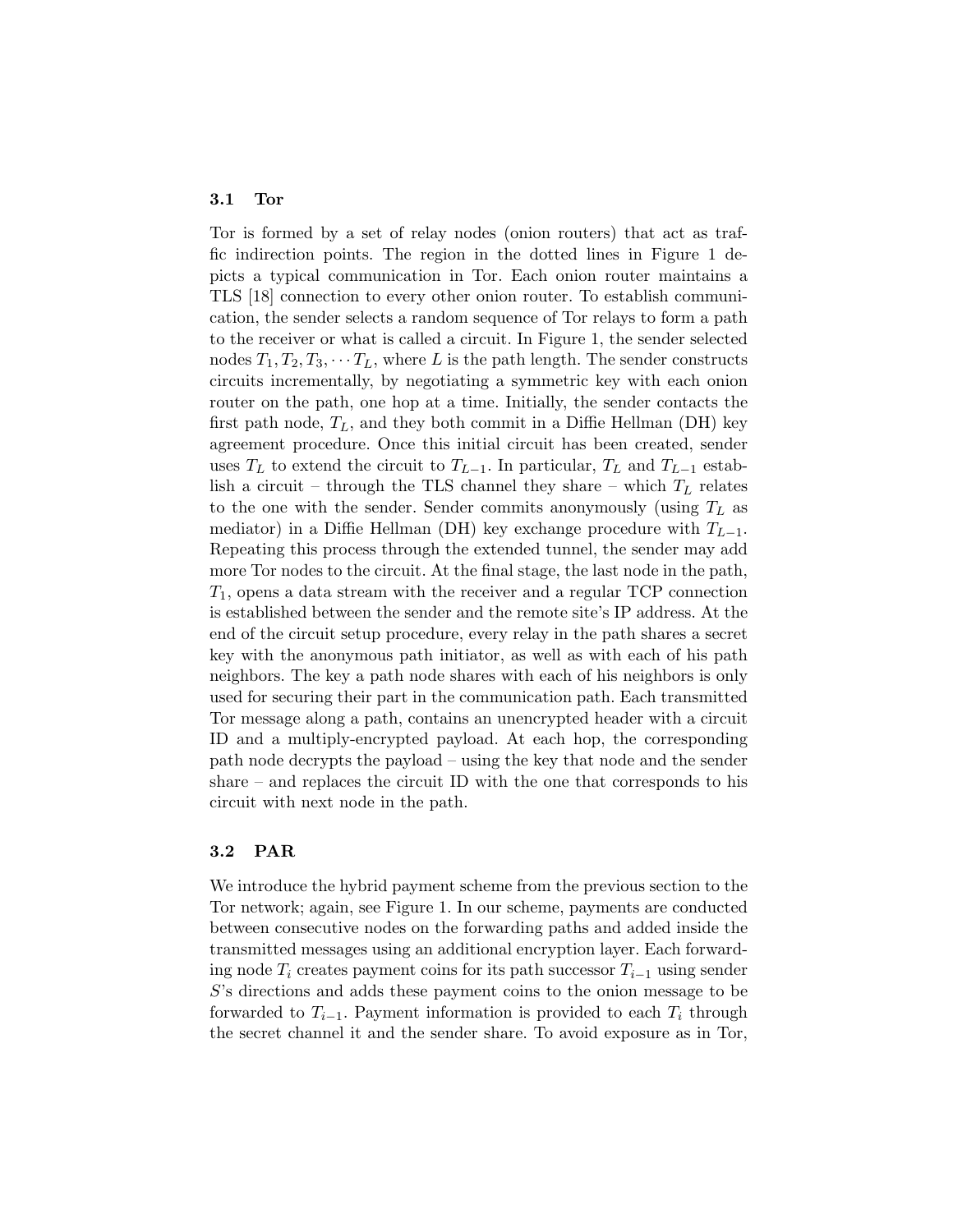### 3.1 Tor

Tor is formed by a set of relay nodes (onion routers) that act as traffic indirection points. The region in the dotted lines in Figure 1 depicts a typical communication in Tor. Each onion router maintains a TLS [18] connection to every other onion router. To establish communication, the sender selects a random sequence of Tor relays to form a path to the receiver or what is called a circuit. In Figure 1, the sender selected nodes $T_1, T_2, T_3, \cdots T_L$, where $L$ is the path length. The sender constructs circuits incrementally, by negotiating a symmetric key with each onion router on the path, one hop at a time. Initially, the sender contacts the first path node, $T_L$, and they both commit in a Diffie Hellman (DH) key agreement procedure. Once this initial circuit has been created, sender uses $T_L$ to extend the circuit to $T_{L-1}$. In particular, $T_L$ and $T_{L-1}$ establish a circuit – through the TLS channel they share – which $T_L$ relates to the one with the sender. Sender commits anonymously (using $T_L$ as mediator) in a Diffie Hellman (DH) key exchange procedure with $T_{L-1}$. Repeating this process through the extended tunnel, the sender may add more Tor nodes to the circuit. At the final stage, the last node in the path, $T_1$, opens a data stream with the receiver and a regular TCP connection is established between the sender and the remote site's IP address. At the end of the circuit setup procedure, every relay in the path shares a secret key with the anonymous path initiator, as well as with each of his path neighbors. The key a path node shares with each of his neighbors is only used for securing their part in the communication path. Each transmitted Tor message along a path, contains an unencrypted header with a circuit ID and a multiply-encrypted payload. At each hop, the corresponding path node decrypts the payload – using the key that node and the sender share – and replaces the circuit ID with the one that corresponds to his circuit with next node in the path.

### 3.2 PAR

We introduce the hybrid payment scheme from the previous section to the Tor network; again, see Figure 1. In our scheme, payments are conducted between consecutive nodes on the forwarding paths and added inside the transmitted messages using an additional encryption layer. Each forwarding node $T_i$ creates payment coins for its path successor $T_{i-1}$ using sender $S$'s directions and adds these payment coins to the onion message to be forwarded to $T_{i-1}$. Payment information is provided to each $T_i$ through the secret channel it and the sender share. To avoid exposure as in Tor,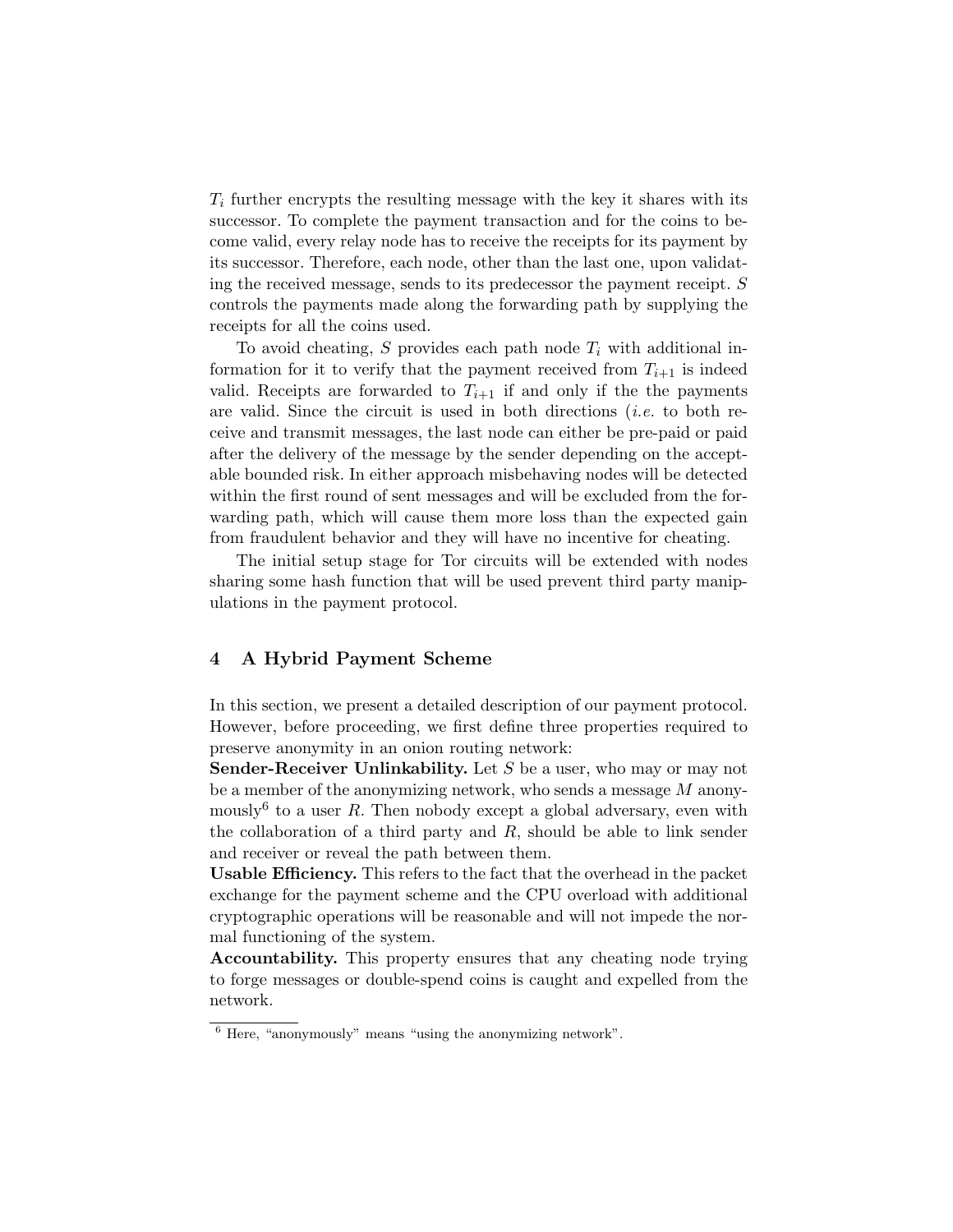$T_i$ further encrypts the resulting message with the key it shares with its successor. To complete the payment transaction and for the coins to become valid, every relay node has to receive the receipts for its payment by its successor. Therefore, each node, other than the last one, upon validating the received message, sends to its predecessor the payment receipt. $S$ controls the payments made along the forwarding path by supplying the receipts for all the coins used.

To avoid cheating, $S$ provides each path node $T_i$ with additional information for it to verify that the payment received from $T_{i+1}$ is indeed valid. Receipts are forwarded to $T_{i+1}$ if and only if the the payments are valid. Since the circuit is used in both directions (*i.e.* to both receive and transmit messages, the last node can either be pre-paid or paid after the delivery of the message by the sender depending on the acceptable bounded risk. In either approach misbehaving nodes will be detected within the first round of sent messages and will be excluded from the forwarding path, which will cause them more loss than the expected gain from fraudulent behavior and they will have no incentive for cheating.

The initial setup stage for Tor circuits will be extended with nodes sharing some hash function that will be used prevent third party manipulations in the payment protocol.

## 4 A Hybrid Payment Scheme

In this section, we present a detailed description of our payment protocol. However, before proceeding, we first define three properties required to preserve anonymity in an onion routing network:

**Sender-Receiver Unlinkability.** Let $S$ be a user, who may or may not be a member of the anonymizing network, who sends a message $M$ anonymously[6] to a user $R$. Then nobody except a global adversary, even with the collaboration of a third party and $R$, should be able to link sender and receiver or reveal the path between them.

**Usable Efficiency.** This refers to the fact that the overhead in the packet exchange for the payment scheme and the CPU overload with additional cryptographic operations will be reasonable and will not impede the normal functioning of the system.

**Accountability.** This property ensures that any cheating node trying to forge messages or double-spend coins is caught and expelled from the network.

[6] Here, "anonymously" means "using the anonymizing network".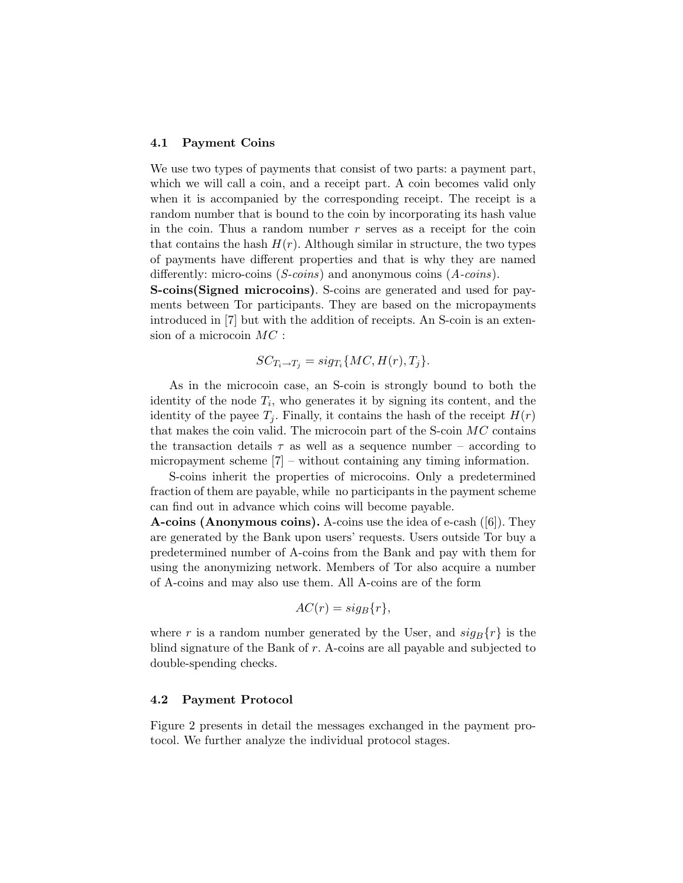### 4.1 Payment Coins

We use two types of payments that consist of two parts: a payment part, which we will call a coin, and a receipt part. A coin becomes valid only when it is accompanied by the corresponding receipt. The receipt is a random number that is bound to the coin by incorporating its hash value in the coin. Thus a random number $r$ serves as a receipt for the coin that contains the hash $H(r)$. Although similar in structure, the two types of payments have different properties and that is why they are named differently: micro-coins (*S-coins*) and anonymous coins (*A-coins*).

**S-coins(Signed microcoins)**. S-coins are generated and used for payments between Tor participants. They are based on the micropayments introduced in [7] but with the addition of receipts. An S-coin is an extension of a microcoin $MC$ :

$$SC_{T_i \to T_j} = sig_{T_i}\{MC, H(r), T_j\}.$$

As in the microcoin case, an S-coin is strongly bound to both the identity of the node $T_i$, who generates it by signing its content, and the identity of the payee $T_j$. Finally, it contains the hash of the receipt $H(r)$ that makes the coin valid. The microcoin part of the S-coin $MC$ contains the transaction details $\tau$ as well as a sequence number – according to micropayment scheme [7] – without containing any timing information.

S-coins inherit the properties of microcoins. Only a predetermined fraction of them are payable, while no participants in the payment scheme can find out in advance which coins will become payable.

**A-coins (Anonymous coins).** A-coins use the idea of e-cash ([6]). They are generated by the Bank upon users' requests. Users outside Tor buy a predetermined number of A-coins from the Bank and pay with them for using the anonymizing network. Members of Tor also acquire a number of A-coins and may also use them. All A-coins are of the form

$$AC(r) = sig_B\{r\},$$

where $r$ is a random number generated by the User, and $sig_B\{r\}$ is the blind signature of the Bank of $r$. A-coins are all payable and subjected to double-spending checks.

### 4.2 Payment Protocol

Figure 2 presents in detail the messages exchanged in the payment protocol. We further analyze the individual protocol stages.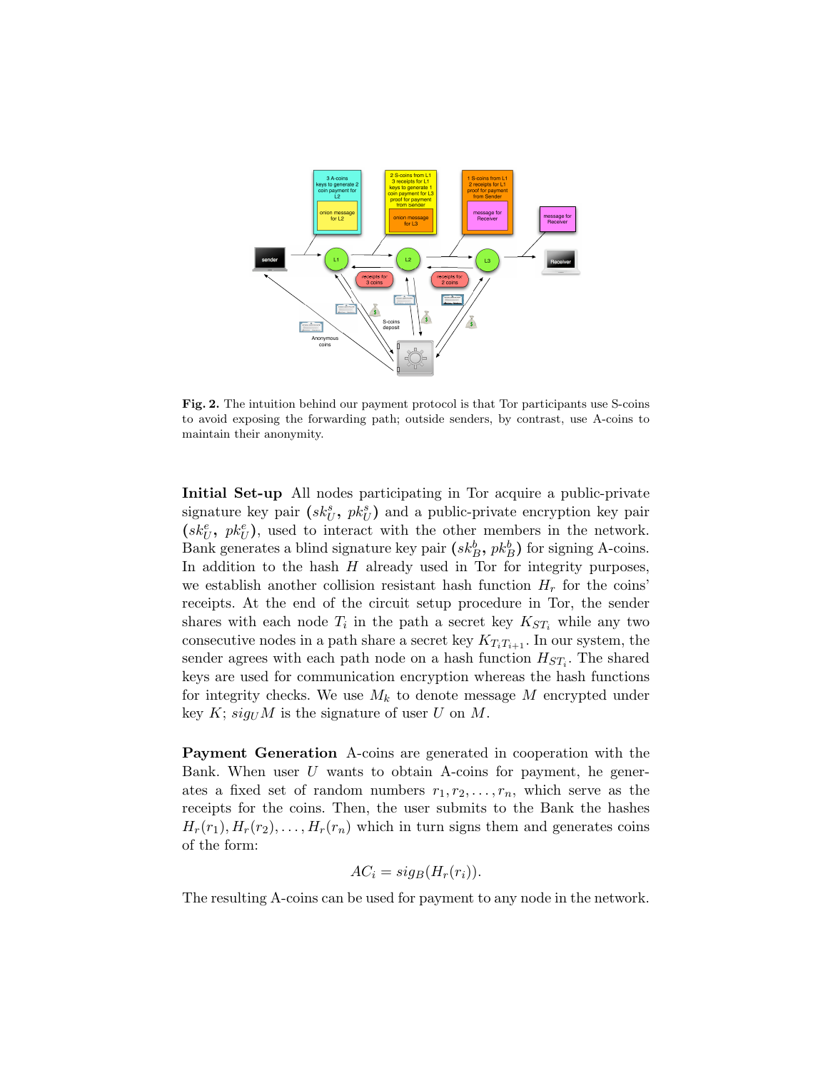**Fig. 2.** The intuition behind our payment protocol is that Tor participants use S-coins to avoid exposing the forwarding path; outside senders, by contrast, use A-coins to maintain their anonymity.

**Initial Set-up** All nodes participating in Tor acquire a public-private signature key pair $(sk_U^s,\ pk_U^s)$ and a public-private encryption key pair $(sk_U^e,\ pk_U^e)$, used to interact with the other members in the network. Bank generates a blind signature key pair $(sk_B^b,\ pk_B^b)$ for signing A-coins. In addition to the hash $H$ already used in Tor for integrity purposes, we establish another collision resistant hash function $H_r$ for the coins' receipts. At the end of the circuit setup procedure in Tor, the sender shares with each node $T_i$ in the path a secret key $K_{ST_i}$ while any two consecutive nodes in a path share a secret key $K_{T_iT_{i+1}}$. In our system, the sender agrees with each path node on a hash function $H_{ST_i}$. The shared keys are used for communication encryption whereas the hash functions for integrity checks. We use $M_k$ to denote message $M$ encrypted under key $K$; $sig_U M$ is the signature of user $U$ on $M$.

**Payment Generation** A-coins are generated in cooperation with the Bank. When user $U$ wants to obtain A-coins for payment, he generates a fixed set of random numbers $r_1, r_2, \ldots, r_n$, which serve as the receipts for the coins. Then, the user submits to the Bank the hashes $H_r(r_1), H_r(r_2), \ldots, H_r(r_n)$ which in turn signs them and generates coins of the form:

$$AC_i = sig_B(H_r(r_i)).$$

The resulting A-coins can be used for payment to any node in the network.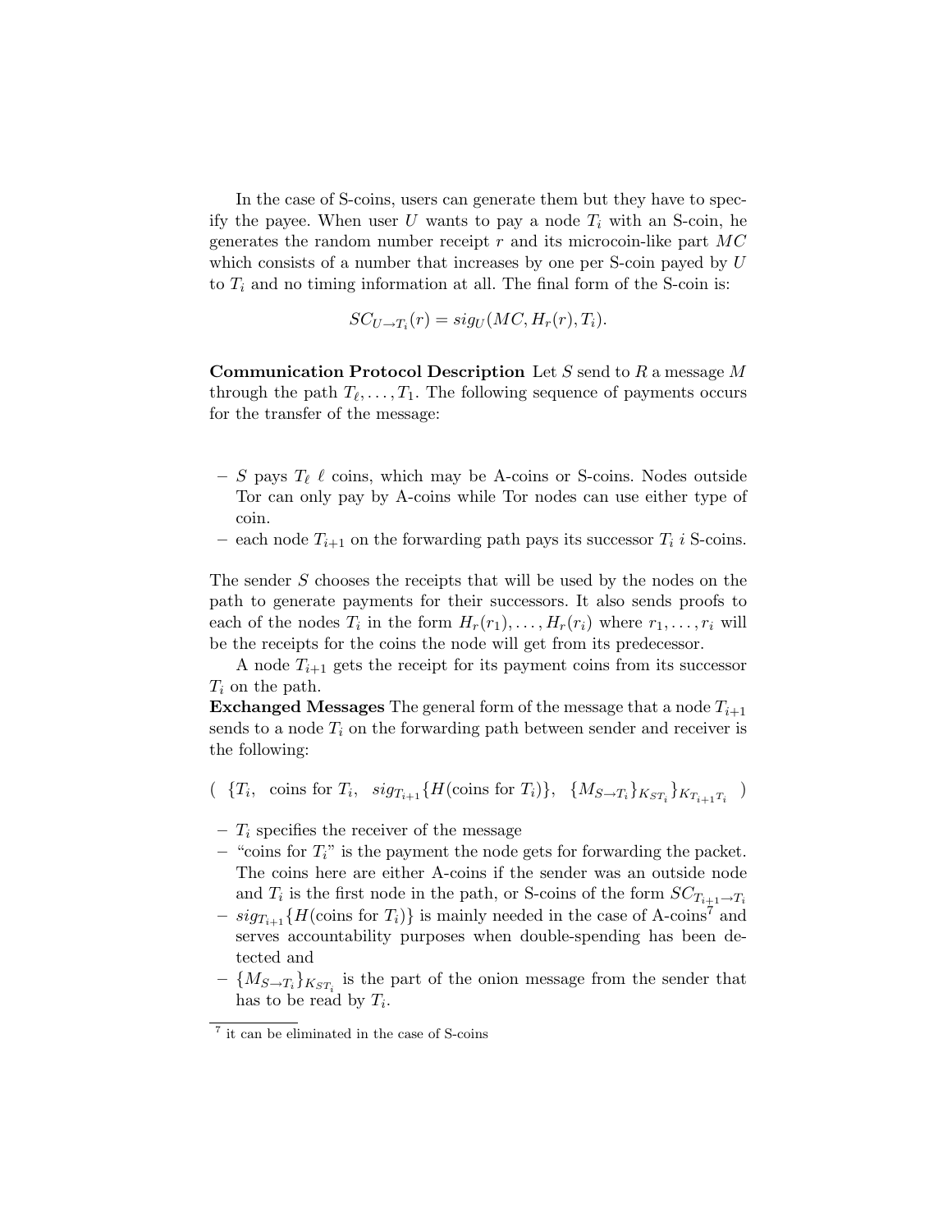In the case of S-coins, users can generate them but they have to specify the payee. When user $U$ wants to pay a node $T_i$ with an S-coin, he generates the random number receipt $r$ and its microcoin-like part $MC$ which consists of a number that increases by one per S-coin payed by $U$ to $T_i$ and no timing information at all. The final form of the S-coin is:

$$SC_{U \to T_i}(r) = sig_U(MC, H_r(r), T_i).$$

**Communication Protocol Description** Let $S$ send to $R$ a message $M$ through the path $T_\ell, \ldots, T_1$. The following sequence of payments occurs for the transfer of the message:

- $S$ pays $T_\ell$ $\ell$ coins, which may be A-coins or S-coins. Nodes outside Tor can only pay by A-coins while Tor nodes can use either type of coin.
- each node $T_{i+1}$ on the forwarding path pays its successor $T_i$ $i$ S-coins.

The sender $S$ chooses the receipts that will be used by the nodes on the path to generate payments for their successors. It also sends proofs to each of the nodes $T_i$ in the form $H_r(r_1), \ldots, H_r(r_i)$ where $r_1, \ldots, r_i$ will be the receipts for the coins the node will get from its predecessor.

A node $T_{i+1}$ gets the receipt for its payment coins from its successor $T_i$ on the path.

**Exchanged Messages** The general form of the message that a node $T_{i+1}$ sends to a node $T_i$ on the forwarding path between sender and receiver is the following:

$$(\ \{T_i,\ \text{ coins for } T_i,\ \ sig_{T_{i+1}}\{H(\text{coins for } T_i)\},\ \ \{M_{S \to T_i}\}_{K_{ST_i}}\}_{K_{T_{i+1}T_i}}\ \ )$$

- $T_i$ specifies the receiver of the message
- "coins for $T_i$" is the payment the node gets for forwarding the packet. The coins here are either A-coins if the sender was an outside node and $T_i$ is the first node in the path, or S-coins of the form $SC_{T_{i+1} \to T_i}$
- $sig_{T_{i+1}}\{H(\text{coins for } T_i)\}$ is mainly needed in the case of A-coins[7] and serves accountability purposes when double-spending has been detected and
- $\{M_{S \to T_i}\}_{K_{ST_i}}$ is the part of the onion message from the sender that has to be read by $T_i$.

[7] it can be eliminated in the case of S-coins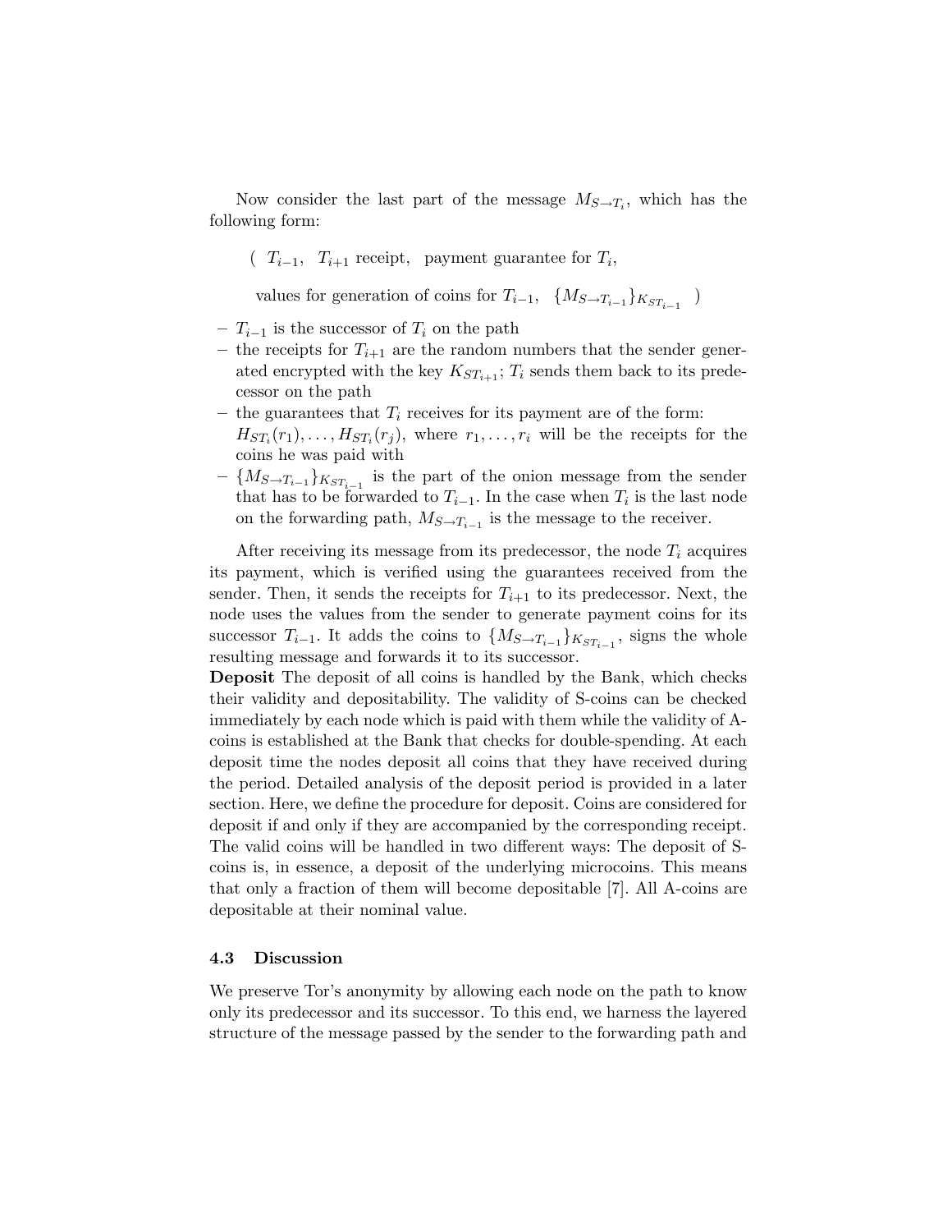Now consider the last part of the message $M_{S \to T_i}$, which has the following form:

( $T_{i-1}$, $T_{i+1}$ receipt, payment guarantee for $T_i$,

values for generation of coins for $T_{i-1}$, $\{M_{S \to T_{i-1}}\}_{K_{ST_{i-1}}}$ )

- $T_{i-1}$ is the successor of $T_i$ on the path
- the receipts for $T_{i+1}$ are the random numbers that the sender generated encrypted with the key $K_{ST_{i+1}}$; $T_i$ sends them back to its predecessor on the path
- the guarantees that $T_i$ receives for its payment are of the form: $H_{ST_i}(r_1), \ldots, H_{ST_i}(r_j)$, where $r_1, \ldots, r_i$ will be the receipts for the coins he was paid with
- $\{M_{S \to T_{i-1}}\}_{K_{ST_{i-1}}}$ is the part of the onion message from the sender that has to be forwarded to $T_{i-1}$. In the case when $T_i$ is the last node on the forwarding path, $M_{S \to T_{i-1}}$ is the message to the receiver.

After receiving its message from its predecessor, the node $T_i$ acquires its payment, which is verified using the guarantees received from the sender. Then, it sends the receipts for $T_{i+1}$ to its predecessor. Next, the node uses the values from the sender to generate payment coins for its successor $T_{i-1}$. It adds the coins to $\{M_{S \to T_{i-1}}\}_{K_{ST_{i-1}}}$, signs the whole resulting message and forwards it to its successor.

**Deposit** The deposit of all coins is handled by the Bank, which checks their validity and depositability. The validity of S-coins can be checked immediately by each node which is paid with them while the validity of A-coins is established at the Bank that checks for double-spending. At each deposit time the nodes deposit all coins that they have received during the period. Detailed analysis of the deposit period is provided in a later section. Here, we define the procedure for deposit. Coins are considered for deposit if and only if they are accompanied by the corresponding receipt. The valid coins will be handled in two different ways: The deposit of S-coins is, in essence, a deposit of the underlying microcoins. This means that only a fraction of them will become depositable [7]. All A-coins are depositable at their nominal value.

### 4.3 Discussion

We preserve Tor's anonymity by allowing each node on the path to know only its predecessor and its successor. To this end, we harness the layered structure of the message passed by the sender to the forwarding path and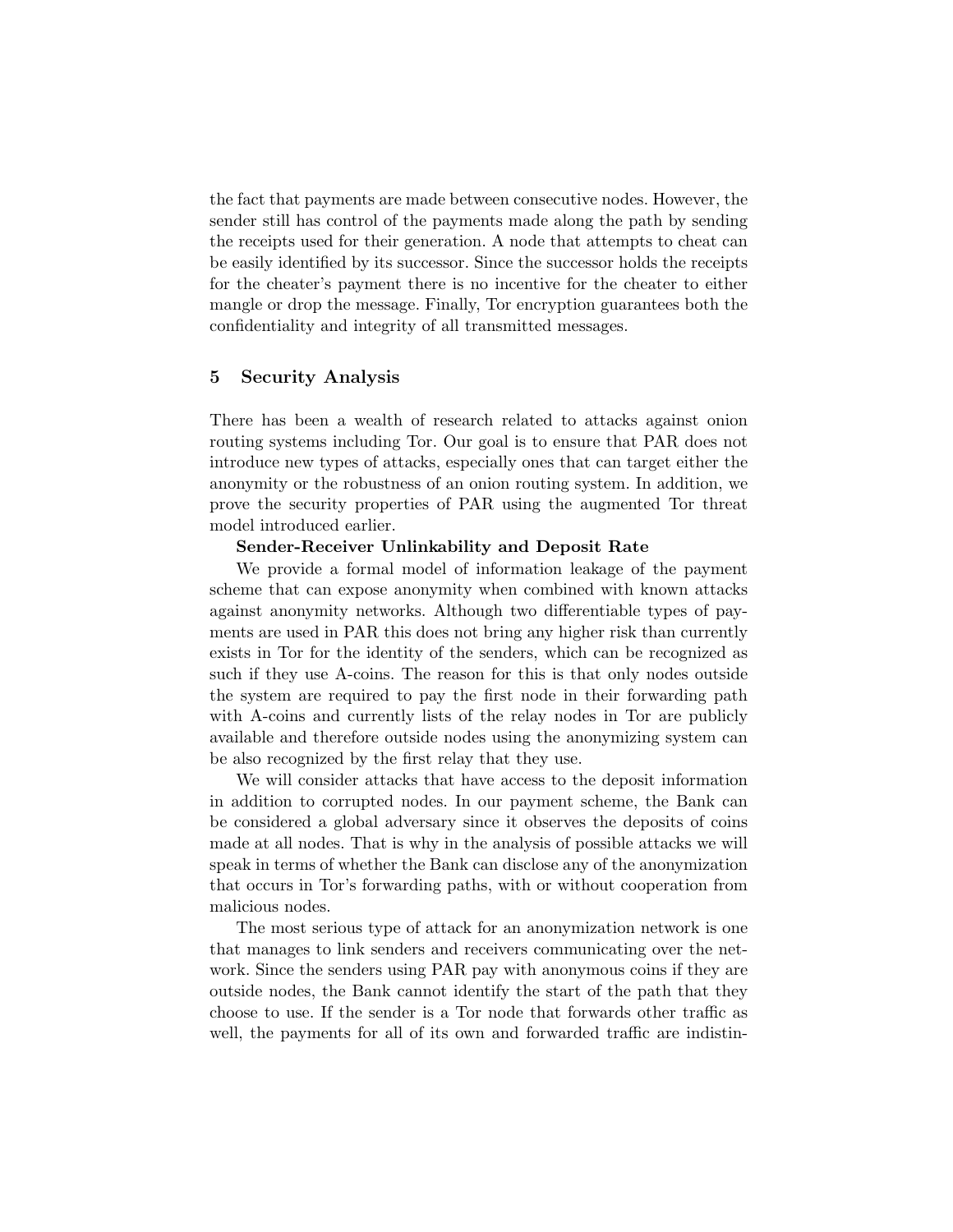the fact that payments are made between consecutive nodes. However, the sender still has control of the payments made along the path by sending the receipts used for their generation. A node that attempts to cheat can be easily identified by its successor. Since the successor holds the receipts for the cheater's payment there is no incentive for the cheater to either mangle or drop the message. Finally, Tor encryption guarantees both the confidentiality and integrity of all transmitted messages.

## 5 Security Analysis

There has been a wealth of research related to attacks against onion routing systems including Tor. Our goal is to ensure that PAR does not introduce new types of attacks, especially ones that can target either the anonymity or the robustness of an onion routing system. In addition, we prove the security properties of PAR using the augmented Tor threat model introduced earlier.

**Sender-Receiver Unlinkability and Deposit Rate**

We provide a formal model of information leakage of the payment scheme that can expose anonymity when combined with known attacks against anonymity networks. Although two differentiable types of payments are used in PAR this does not bring any higher risk than currently exists in Tor for the identity of the senders, which can be recognized as such if they use A-coins. The reason for this is that only nodes outside the system are required to pay the first node in their forwarding path with A-coins and currently lists of the relay nodes in Tor are publicly available and therefore outside nodes using the anonymizing system can be also recognized by the first relay that they use.

We will consider attacks that have access to the deposit information in addition to corrupted nodes. In our payment scheme, the Bank can be considered a global adversary since it observes the deposits of coins made at all nodes. That is why in the analysis of possible attacks we will speak in terms of whether the Bank can disclose any of the anonymization that occurs in Tor's forwarding paths, with or without cooperation from malicious nodes.

The most serious type of attack for an anonymization network is one that manages to link senders and receivers communicating over the network. Since the senders using PAR pay with anonymous coins if they are outside nodes, the Bank cannot identify the start of the path that they choose to use. If the sender is a Tor node that forwards other traffic as well, the payments for all of its own and forwarded traffic are indistin-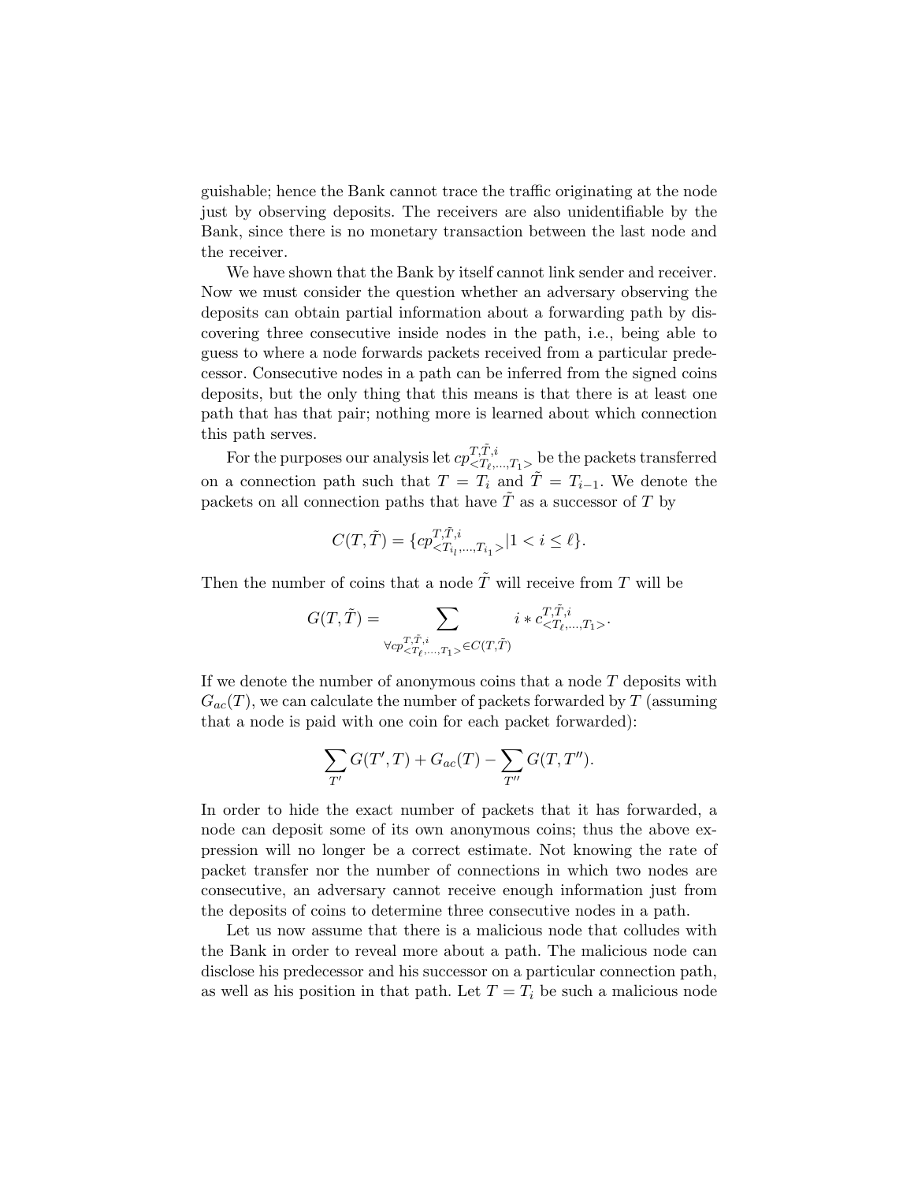guishable; hence the Bank cannot trace the traffic originating at the node just by observing deposits. The receivers are also unidentifiable by the Bank, since there is no monetary transaction between the last node and the receiver.

We have shown that the Bank by itself cannot link sender and receiver. Now we must consider the question whether an adversary observing the deposits can obtain partial information about a forwarding path by discovering three consecutive inside nodes in the path, i.e., being able to guess to where a node forwards packets received from a particular predecessor. Consecutive nodes in a path can be inferred from the signed coins deposits, but the only thing that this means is that there is at least one path that has that pair; nothing more is learned about which connection this path serves.

For the purposes our analysis let $cp^{T,\tilde{T},i}_{<T_\ell,\ldots,T_1>}$ be the packets transferred on a connection path such that $T = T_i$ and $\tilde{T} = T_{i-1}$. We denote the packets on all connection paths that have $\tilde{T}$ as a successor of $T$ by

$$C(T,\tilde{T}) = \{cp^{T,\tilde{T},i}_{<T_{i_l},\ldots,T_{i_1}>} | 1 < i \leq \ell\}.$$

Then the number of coins that a node $\tilde{T}$ will receive from $T$ will be

$$G(T,\tilde{T}) = \sum_{\forall cp^{T,\tilde{T},i}_{<T_\ell,\ldots,T_1>} \in C(T,\tilde{T})} i * c^{T,\tilde{T},i}_{<T_\ell,\ldots,T_1>}.$$

If we denote the number of anonymous coins that a node $T$ deposits with $G_{ac}(T)$, we can calculate the number of packets forwarded by $T$ (assuming that a node is paid with one coin for each packet forwarded):

$$\sum_{T'} G(T',T) + G_{ac}(T) - \sum_{T''} G(T,T'').$$

In order to hide the exact number of packets that it has forwarded, a node can deposit some of its own anonymous coins; thus the above expression will no longer be a correct estimate. Not knowing the rate of packet transfer nor the number of connections in which two nodes are consecutive, an adversary cannot receive enough information just from the deposits of coins to determine three consecutive nodes in a path.

Let us now assume that there is a malicious node that colludes with the Bank in order to reveal more about a path. The malicious node can disclose his predecessor and his successor on a particular connection path, as well as his position in that path. Let $T = T_i$ be such a malicious node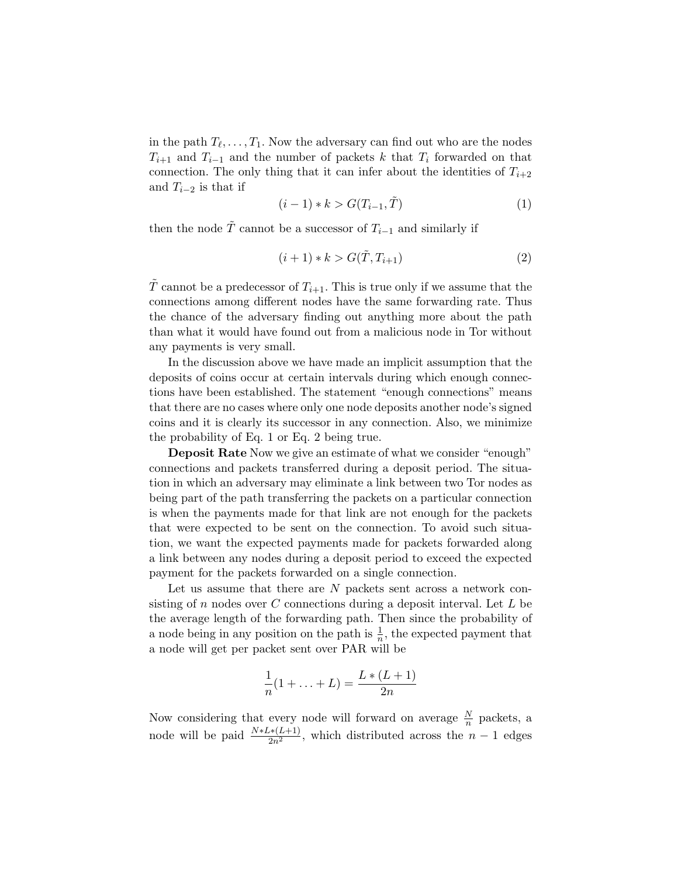in the path $T_\ell, \ldots, T_1$. Now the adversary can find out who are the nodes $T_{i+1}$ and $T_{i-1}$ and the number of packets $k$ that $T_i$ forwarded on that connection. The only thing that it can infer about the identities of $T_{i+2}$ and $T_{i-2}$ is that if

$$(i-1) * k > G(T_{i-1}, \tilde{T}) \tag{1}$$

then the node $\tilde{T}$ cannot be a successor of $T_{i-1}$ and similarly if

$$(i+1) * k > G(\tilde{T}, T_{i+1}) \tag{2}$$

$\tilde{T}$ cannot be a predecessor of $T_{i+1}$. This is true only if we assume that the connections among different nodes have the same forwarding rate. Thus the chance of the adversary finding out anything more about the path than what it would have found out from a malicious node in Tor without any payments is very small.

In the discussion above we have made an implicit assumption that the deposits of coins occur at certain intervals during which enough connections have been established. The statement "enough connections" means that there are no cases where only one node deposits another node's signed coins and it is clearly its successor in any connection. Also, we minimize the probability of Eq. 1 or Eq. 2 being true.

**Deposit Rate** Now we give an estimate of what we consider "enough" connections and packets transferred during a deposit period. The situation in which an adversary may eliminate a link between two Tor nodes as being part of the path transferring the packets on a particular connection is when the payments made for that link are not enough for the packets that were expected to be sent on the connection. To avoid such situation, we want the expected payments made for packets forwarded along a link between any nodes during a deposit period to exceed the expected payment for the packets forwarded on a single connection.

Let us assume that there are $N$ packets sent across a network consisting of $n$ nodes over $C$ connections during a deposit interval. Let $L$ be the average length of the forwarding path. Then since the probability of a node being in any position on the path is $\frac{1}{n}$, the expected payment that a node will get per packet sent over PAR will be

$$\frac{1}{n}(1 + \ldots + L) = \frac{L * (L+1)}{2n}$$

Now considering that every node will forward on average $\frac{N}{n}$ packets, a node will be paid $\frac{N*L*(L+1)}{2n^2}$, which distributed across the $n-1$ edges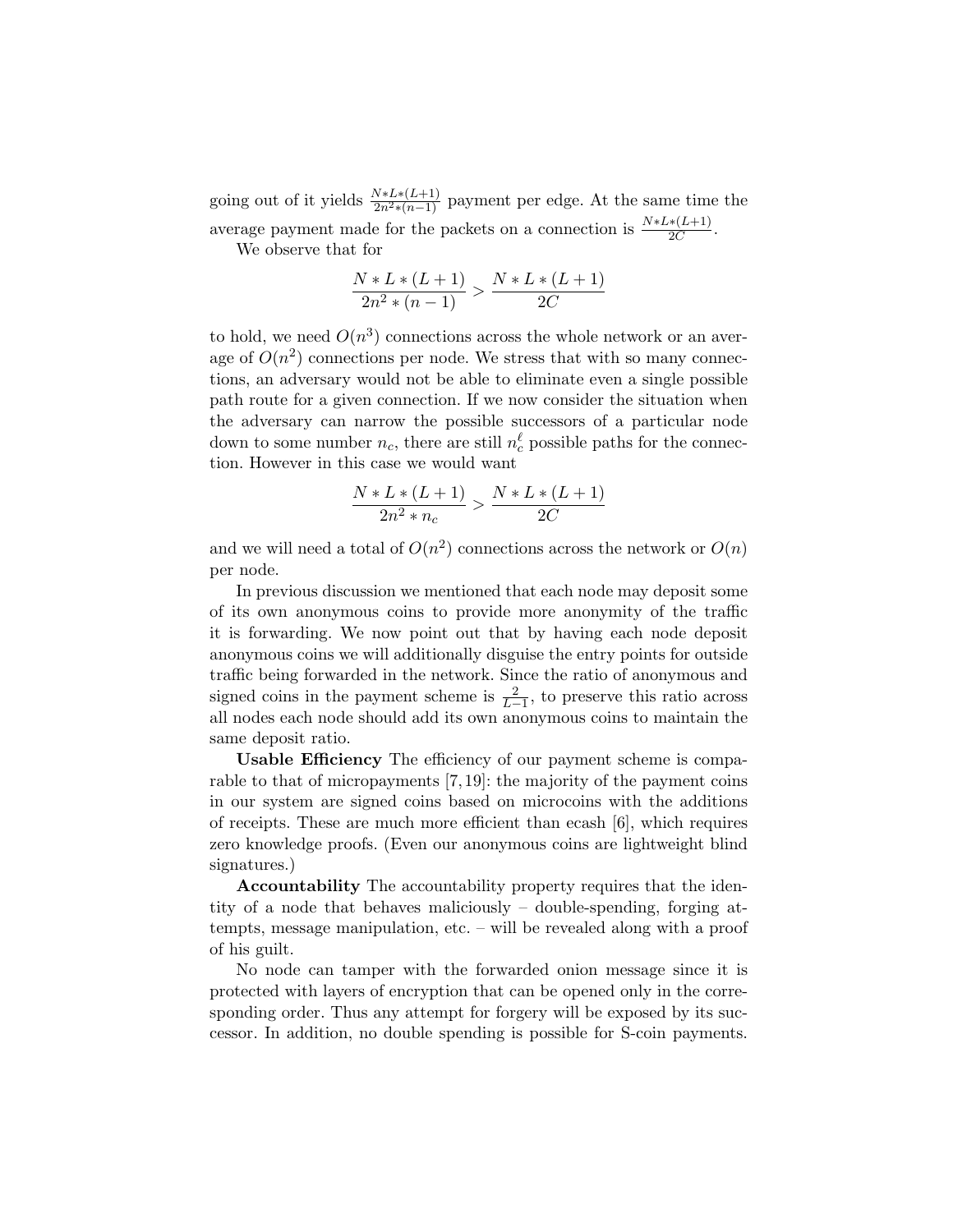going out of it yields $\frac{N*L*(L+1)}{2n^2*(n-1)}$ payment per edge. At the same time the average payment made for the packets on a connection is $\frac{N*L*(L+1)}{2C}$.

We observe that for

$$\frac{N*L*(L+1)}{2n^2*(n-1)} > \frac{N*L*(L+1)}{2C}$$

to hold, we need $O(n^3)$ connections across the whole network or an average of $O(n^2)$ connections per node. We stress that with so many connections, an adversary would not be able to eliminate even a single possible path route for a given connection. If we now consider the situation when the adversary can narrow the possible successors of a particular node down to some number $n_c$, there are still $n_c^\ell$ possible paths for the connection. However in this case we would want

$$\frac{N*L*(L+1)}{2n^2*n_c} > \frac{N*L*(L+1)}{2C}$$

and we will need a total of $O(n^2)$ connections across the network or $O(n)$ per node.

In previous discussion we mentioned that each node may deposit some of its own anonymous coins to provide more anonymity of the traffic it is forwarding. We now point out that by having each node deposit anonymous coins we will additionally disguise the entry points for outside traffic being forwarded in the network. Since the ratio of anonymous and signed coins in the payment scheme is $\frac{2}{L-1}$, to preserve this ratio across all nodes each node should add its own anonymous coins to maintain the same deposit ratio.

**Usable Efficiency** The efficiency of our payment scheme is comparable to that of micropayments [7, 19]: the majority of the payment coins in our system are signed coins based on microcoins with the additions of receipts. These are much more efficient than ecash [6], which requires zero knowledge proofs. (Even our anonymous coins are lightweight blind signatures.)

**Accountability** The accountability property requires that the identity of a node that behaves maliciously – double-spending, forging attempts, message manipulation, etc. – will be revealed along with a proof of his guilt.

No node can tamper with the forwarded onion message since it is protected with layers of encryption that can be opened only in the corresponding order. Thus any attempt for forgery will be exposed by its successor. In addition, no double spending is possible for S-coin payments.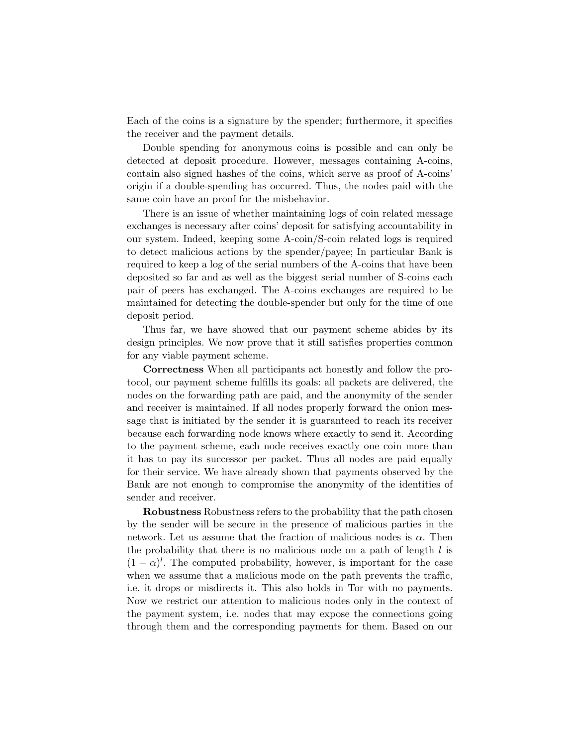Each of the coins is a signature by the spender; furthermore, it specifies the receiver and the payment details.

Double spending for anonymous coins is possible and can only be detected at deposit procedure. However, messages containing A-coins, contain also signed hashes of the coins, which serve as proof of A-coins' origin if a double-spending has occurred. Thus, the nodes paid with the same coin have an proof for the misbehavior.

There is an issue of whether maintaining logs of coin related message exchanges is necessary after coins' deposit for satisfying accountability in our system. Indeed, keeping some A-coin/S-coin related logs is required to detect malicious actions by the spender/payee; In particular Bank is required to keep a log of the serial numbers of the A-coins that have been deposited so far and as well as the biggest serial number of S-coins each pair of peers has exchanged. The A-coins exchanges are required to be maintained for detecting the double-spender but only for the time of one deposit period.

Thus far, we have showed that our payment scheme abides by its design principles. We now prove that it still satisfies properties common for any viable payment scheme.

**Correctness** When all participants act honestly and follow the protocol, our payment scheme fulfills its goals: all packets are delivered, the nodes on the forwarding path are paid, and the anonymity of the sender and receiver is maintained. If all nodes properly forward the onion message that is initiated by the sender it is guaranteed to reach its receiver because each forwarding node knows where exactly to send it. According to the payment scheme, each node receives exactly one coin more than it has to pay its successor per packet. Thus all nodes are paid equally for their service. We have already shown that payments observed by the Bank are not enough to compromise the anonymity of the identities of sender and receiver.

**Robustness** Robustness refers to the probability that the path chosen by the sender will be secure in the presence of malicious parties in the network. Let us assume that the fraction of malicious nodes is $\alpha$. Then the probability that there is no malicious node on a path of length $l$ is $(1-\alpha)^l$. The computed probability, however, is important for the case when we assume that a malicious mode on the path prevents the traffic, i.e. it drops or misdirects it. This also holds in Tor with no payments. Now we restrict our attention to malicious nodes only in the context of the payment system, i.e. nodes that may expose the connections going through them and the corresponding payments for them. Based on our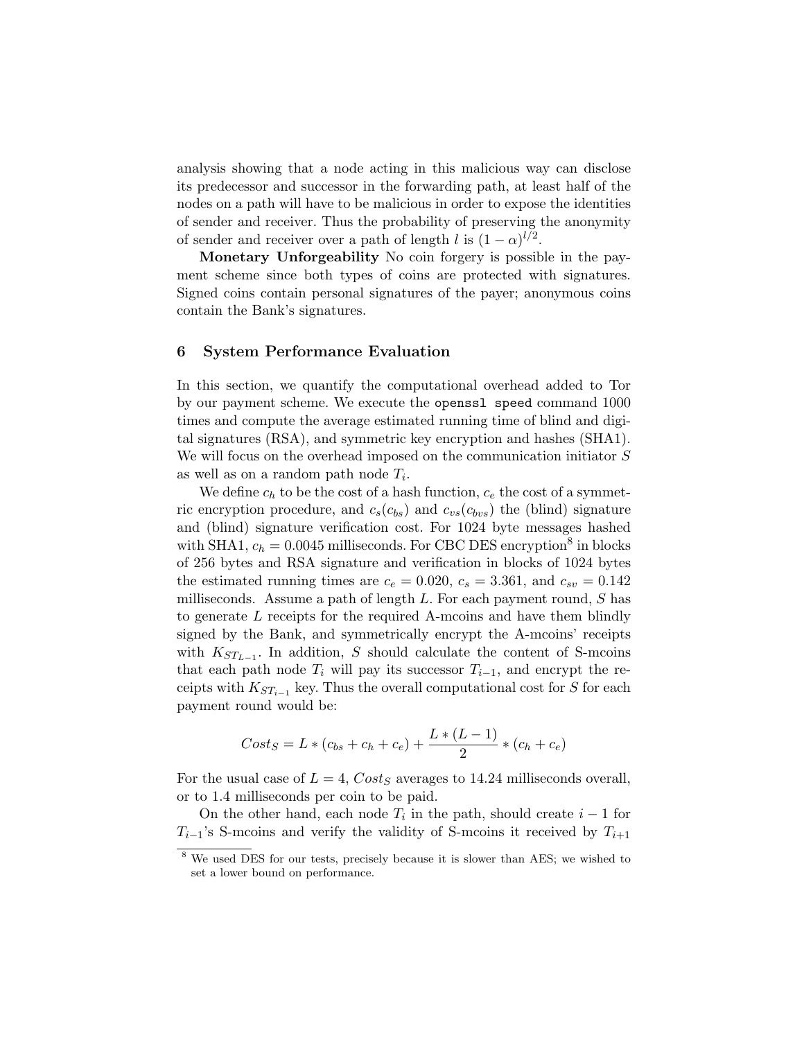analysis showing that a node acting in this malicious way can disclose its predecessor and successor in the forwarding path, at least half of the nodes on a path will have to be malicious in order to expose the identities of sender and receiver. Thus the probability of preserving the anonymity of sender and receiver over a path of length $l$ is $(1-\alpha)^{l/2}$.

**Monetary Unforgeability** No coin forgery is possible in the payment scheme since both types of coins are protected with signatures. Signed coins contain personal signatures of the payer; anonymous coins contain the Bank's signatures.

## 6 System Performance Evaluation

In this section, we quantify the computational overhead added to Tor by our payment scheme. We execute the `openssl speed` command 1000 times and compute the average estimated running time of blind and digital signatures (RSA), and symmetric key encryption and hashes (SHA1). We will focus on the overhead imposed on the communication initiator $S$ as well as on a random path node $T_i$.

We define $c_h$ to be the cost of a hash function, $c_e$ the cost of a symmetric encryption procedure, and $c_s(c_{bs})$ and $c_{vs}(c_{bvs})$ the (blind) signature and (blind) signature verification cost. For 1024 byte messages hashed with SHA1, $c_h = 0.0045$ milliseconds. For CBC DES encryption[8] in blocks of 256 bytes and RSA signature and verification in blocks of 1024 bytes the estimated running times are $c_e = 0.020$, $c_s = 3.361$, and $c_{sv} = 0.142$ milliseconds. Assume a path of length $L$. For each payment round, $S$ has to generate $L$ receipts for the required A-mcoins and have them blindly signed by the Bank, and symmetrically encrypt the A-mcoins' receipts with $K_{ST_{L-1}}$. In addition, $S$ should calculate the content of S-mcoins that each path node $T_i$ will pay its successor $T_{i-1}$, and encrypt the receipts with $K_{ST_{i-1}}$ key. Thus the overall computational cost for $S$ for each payment round would be:

$$Cost_S = L * (c_{bs} + c_h + c_e) + \frac{L * (L-1)}{2} * (c_h + c_e)$$

For the usual case of $L = 4$, $Cost_S$ averages to 14.24 milliseconds overall, or to 1.4 milliseconds per coin to be paid.

On the other hand, each node $T_i$ in the path, should create $i-1$ for $T_{i-1}$'s S-mcoins and verify the validity of S-mcoins it received by $T_{i+1}$

[8] We used DES for our tests, precisely because it is slower than AES; we wished to set a lower bound on performance.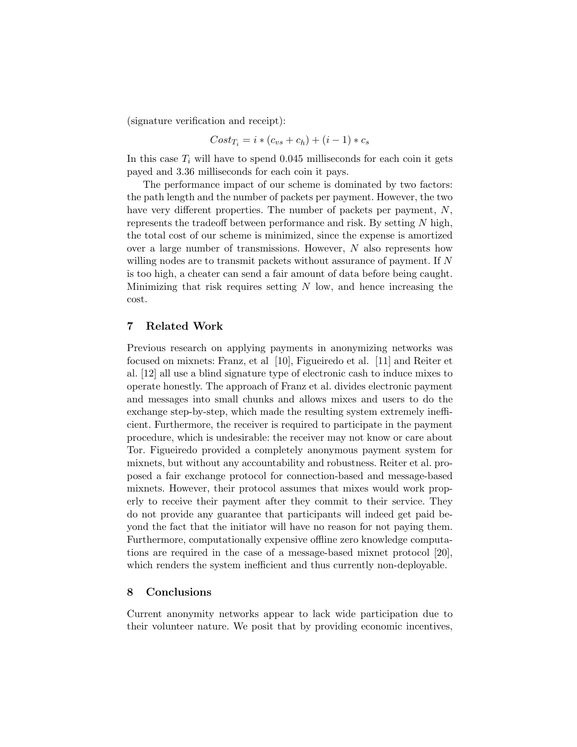(signature verification and receipt):

$$Cost_{T_i} = i * (c_{vs} + c_h) + (i - 1) * c_s$$

In this case $T_i$ will have to spend 0.045 milliseconds for each coin it gets payed and 3.36 milliseconds for each coin it pays.

The performance impact of our scheme is dominated by two factors: the path length and the number of packets per payment. However, the two have very different properties. The number of packets per payment, $N$, represents the tradeoff between performance and risk. By setting $N$ high, the total cost of our scheme is minimized, since the expense is amortized over a large number of transmissions. However, $N$ also represents how willing nodes are to transmit packets without assurance of payment. If $N$ is too high, a cheater can send a fair amount of data before being caught. Minimizing that risk requires setting $N$ low, and hence increasing the cost.

## 7 Related Work

Previous research on applying payments in anonymizing networks was focused on mixnets: Franz, et al [10], Figueiredo et al. [11] and Reiter et al. [12] all use a blind signature type of electronic cash to induce mixes to operate honestly. The approach of Franz et al. divides electronic payment and messages into small chunks and allows mixes and users to do the exchange step-by-step, which made the resulting system extremely inefficient. Furthermore, the receiver is required to participate in the payment procedure, which is undesirable: the receiver may not know or care about Tor. Figueiredo provided a completely anonymous payment system for mixnets, but without any accountability and robustness. Reiter et al. proposed a fair exchange protocol for connection-based and message-based mixnets. However, their protocol assumes that mixes would work properly to receive their payment after they commit to their service. They do not provide any guarantee that participants will indeed get paid beyond the fact that the initiator will have no reason for not paying them. Furthermore, computationally expensive offline zero knowledge computations are required in the case of a message-based mixnet protocol [20], which renders the system inefficient and thus currently non-deployable.

## 8 Conclusions

Current anonymity networks appear to lack wide participation due to their volunteer nature. We posit that by providing economic incentives,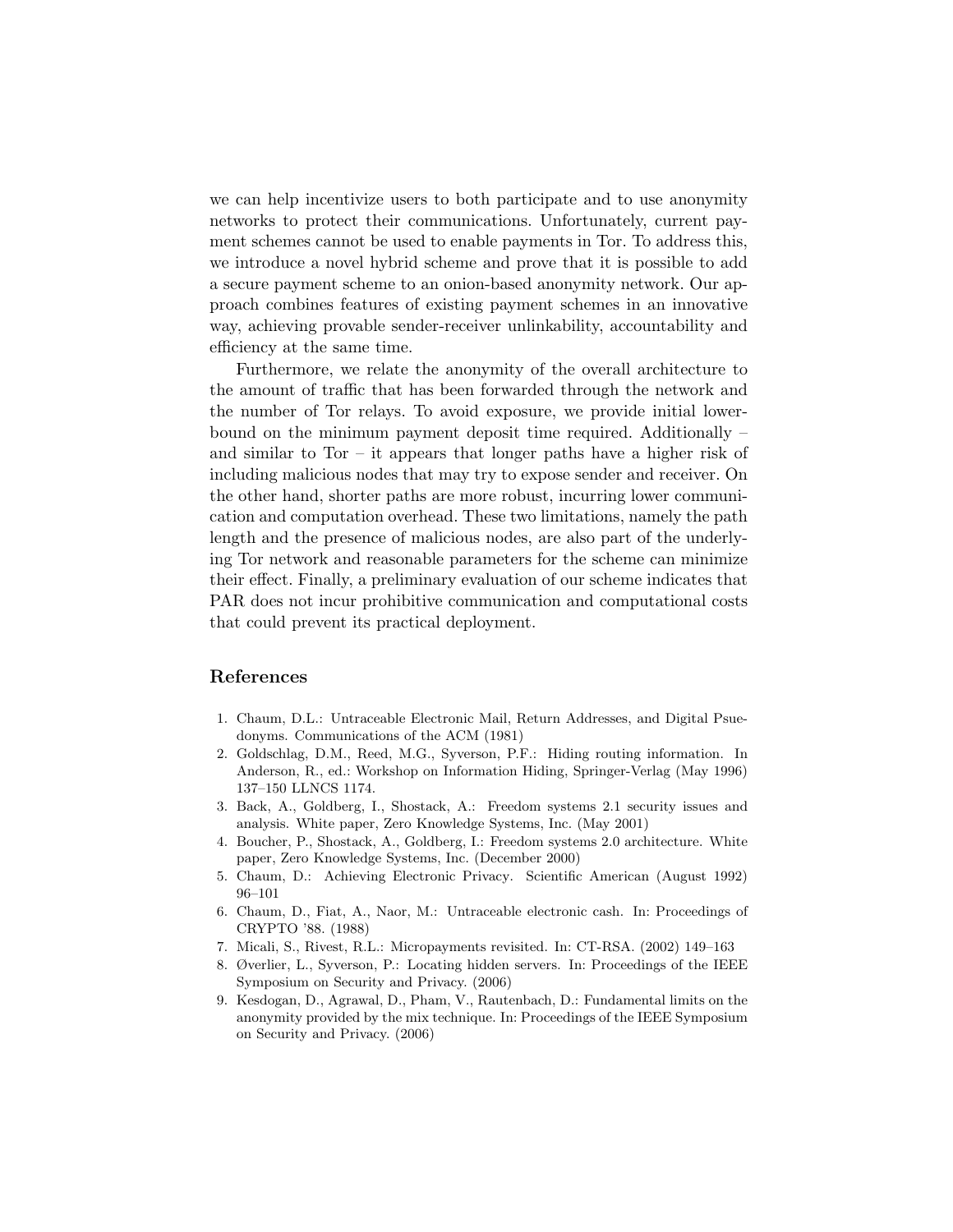we can help incentivize users to both participate and to use anonymity networks to protect their communications. Unfortunately, current payment schemes cannot be used to enable payments in Tor. To address this, we introduce a novel hybrid scheme and prove that it is possible to add a secure payment scheme to an onion-based anonymity network. Our approach combines features of existing payment schemes in an innovative way, achieving provable sender-receiver unlinkability, accountability and efficiency at the same time.

Furthermore, we relate the anonymity of the overall architecture to the amount of traffic that has been forwarded through the network and the number of Tor relays. To avoid exposure, we provide initial lower-bound on the minimum payment deposit time required. Additionally – and similar to Tor – it appears that longer paths have a higher risk of including malicious nodes that may try to expose sender and receiver. On the other hand, shorter paths are more robust, incurring lower communication and computation overhead. These two limitations, namely the path length and the presence of malicious nodes, are also part of the underlying Tor network and reasonable parameters for the scheme can minimize their effect. Finally, a preliminary evaluation of our scheme indicates that PAR does not incur prohibitive communication and computational costs that could prevent its practical deployment.

## References

1. Chaum, D.L.: Untraceable Electronic Mail, Return Addresses, and Digital Psuedonyms. Communications of the ACM (1981)
2. Goldschlag, D.M., Reed, M.G., Syverson, P.F.: Hiding routing information. In Anderson, R., ed.: Workshop on Information Hiding, Springer-Verlag (May 1996) 137–150 LLNCS 1174.
3. Back, A., Goldberg, I., Shostack, A.: Freedom systems 2.1 security issues and analysis. White paper, Zero Knowledge Systems, Inc. (May 2001)
4. Boucher, P., Shostack, A., Goldberg, I.: Freedom systems 2.0 architecture. White paper, Zero Knowledge Systems, Inc. (December 2000)
5. Chaum, D.: Achieving Electronic Privacy. Scientific American (August 1992) 96–101
6. Chaum, D., Fiat, A., Naor, M.: Untraceable electronic cash. In: Proceedings of CRYPTO '88. (1988)
7. Micali, S., Rivest, R.L.: Micropayments revisited. In: CT-RSA. (2002) 149–163
8. Øverlier, L., Syverson, P.: Locating hidden servers. In: Proceedings of the IEEE Symposium on Security and Privacy. (2006)
9. Kesdogan, D., Agrawal, D., Pham, V., Rautenbach, D.: Fundamental limits on the anonymity provided by the mix technique. In: Proceedings of the IEEE Symposium on Security and Privacy. (2006)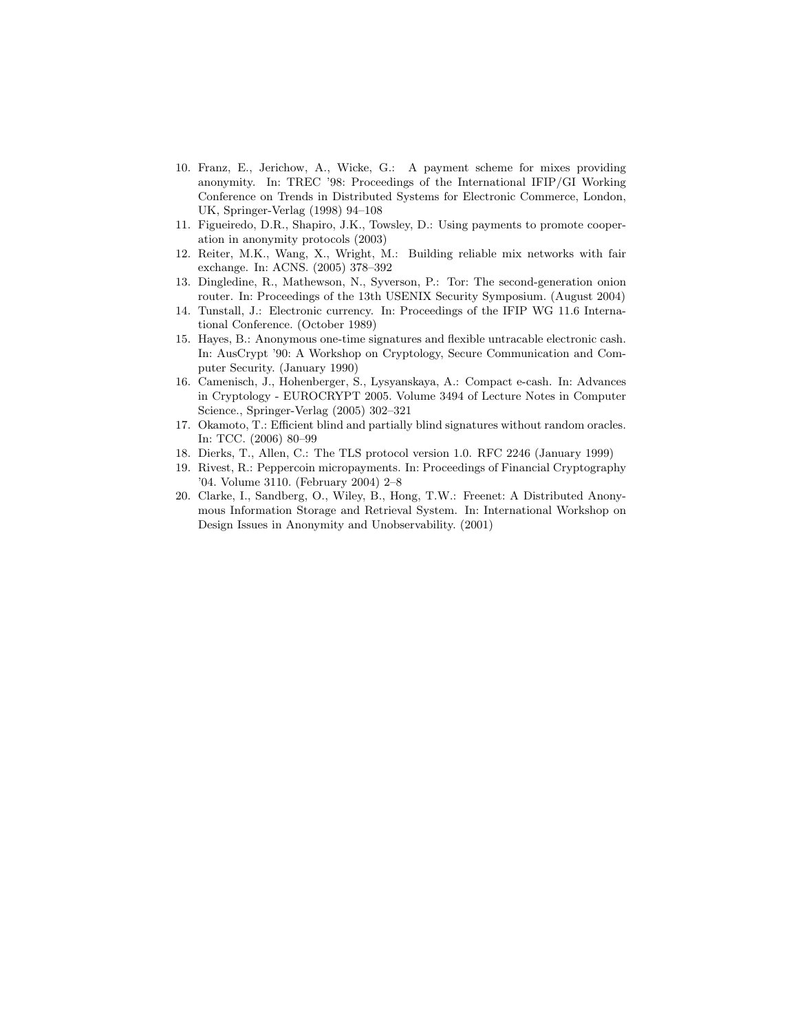10. Franz, E., Jerichow, A., Wicke, G.: A payment scheme for mixes providing anonymity. In: TREC '98: Proceedings of the International IFIP/GI Working Conference on Trends in Distributed Systems for Electronic Commerce, London, UK, Springer-Verlag (1998) 94–108
11. Figueiredo, D.R., Shapiro, J.K., Towsley, D.: Using payments to promote cooperation in anonymity protocols (2003)
12. Reiter, M.K., Wang, X., Wright, M.: Building reliable mix networks with fair exchange. In: ACNS. (2005) 378–392
13. Dingledine, R., Mathewson, N., Syverson, P.: Tor: The second-generation onion router. In: Proceedings of the 13th USENIX Security Symposium. (August 2004)
14. Tunstall, J.: Electronic currency. In: Proceedings of the IFIP WG 11.6 International Conference. (October 1989)
15. Hayes, B.: Anonymous one-time signatures and flexible untracable electronic cash. In: AusCrypt '90: A Workshop on Cryptology, Secure Communication and Computer Security. (January 1990)
16. Camenisch, J., Hohenberger, S., Lysyanskaya, A.: Compact e-cash. In: Advances in Cryptology - EUROCRYPT 2005. Volume 3494 of Lecture Notes in Computer Science., Springer-Verlag (2005) 302–321
17. Okamoto, T.: Efficient blind and partially blind signatures without random oracles. In: TCC. (2006) 80–99
18. Dierks, T., Allen, C.: The TLS protocol version 1.0. RFC 2246 (January 1999)
19. Rivest, R.: Peppercoin micropayments. In: Proceedings of Financial Cryptography '04. Volume 3110. (February 2004) 2–8
20. Clarke, I., Sandberg, O., Wiley, B., Hong, T.W.: Freenet: A Distributed Anonymous Information Storage and Retrieval System. In: International Workshop on Design Issues in Anonymity and Unobservability. (2001)